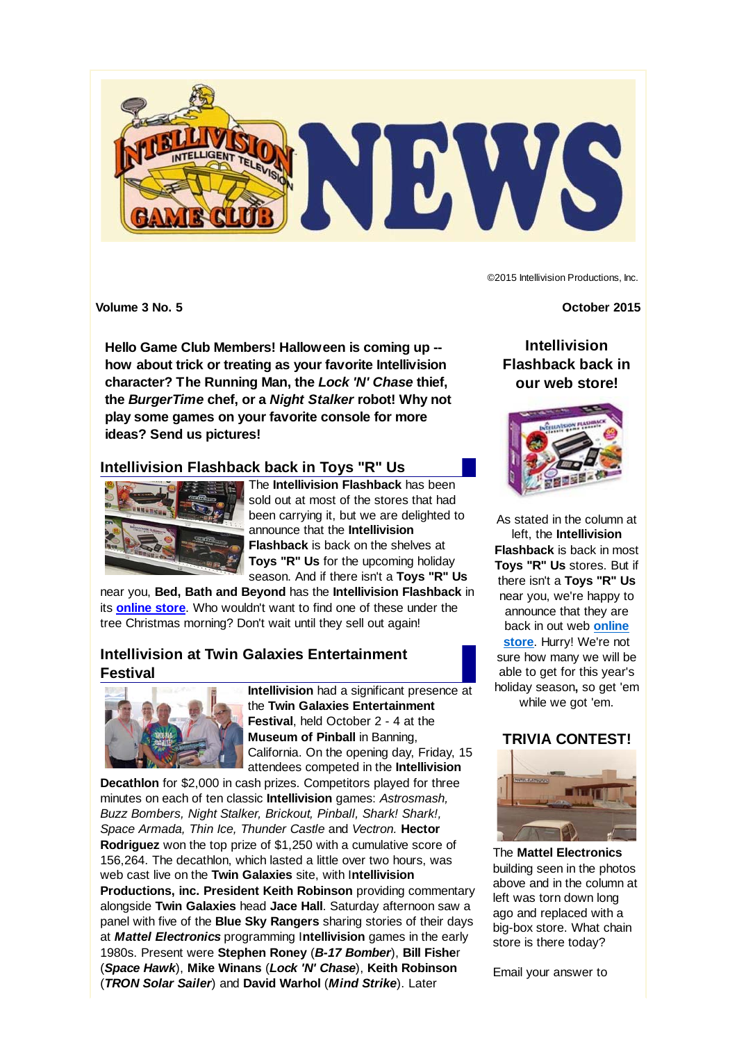©2015 Intellivision Productions, Inc.

**Volume 3 No. 5** **October 2015**

**Hello Game Club Members! Halloween is coming up -- how about trick or treating as your favorite Intellivision character? The Running Man, the *Lock 'N' Chase* thief, the *BurgerTime* chef, or a *Night Stalker* robot! Why not play some games on your favorite console for more ideas? Send us pictures!**

## Intellivision Flashback back in Toys "R" Us

The **Intellivision Flashback** has been sold out at most of the stores that had been carrying it, but we are delighted to announce that the **Intellivision Flashback** is back on the shelves at **Toys "R" Us** for the upcoming holiday season. And if there isn't a **Toys "R" Us** near you, **Bed, Bath and Beyond** has the **Intellivision Flashback** in its **online store**. Who wouldn't want to find one of these under the tree Christmas morning? Don't wait until they sell out again!

## Intellivision at Twin Galaxies Entertainment Festival

**Intellivision** had a significant presence at the **Twin Galaxies Entertainment Festival**, held October 2 - 4 at the **Museum of Pinball** in Banning, California. On the opening day, Friday, 15 attendees competed in the **Intellivision Decathlon** for $2,000 in cash prizes. Competitors played for three minutes on each of ten classic **Intellivision** games: *Astrosmash, Buzz Bombers, Night Stalker, Brickout, Pinball, Shark! Shark!, Space Armada, Thin Ice, Thunder Castle* and *Vectron.* **Hector Rodriguez** won the top prize of $1,250 with a cumulative score of 156,264. The decathlon, which lasted a little over two hours, was web cast live on the **Twin Galaxies** site, with I**ntellivision Productions, inc. President Keith Robinson** providing commentary alongside **Twin Galaxies** head **Jace Hall**. Saturday afternoon saw a panel with five of the **Blue Sky Rangers** sharing stories of their days at ***Mattel Electronics*** programming I**ntellivision** games in the early 1980s. Present were **Stephen Roney** (***B-17 Bomber***), **Bill Fishe**r (***Space Hawk***), **Mike Winans** (***Lock 'N' Chase***), **Keith Robinson** (***TRON Solar Sailer***) and **David Warhol** (***Mind Strike***). Later

## Intellivision Flashback back in our web store!

As stated in the column at left, the **Intellivision Flashback** is back in most **Toys "R" Us** stores. But if there isn't a **Toys "R" Us** near you, we're happy to announce that they are back in out web **online store**. Hurry! We're not sure how many we will be able to get for this year's holiday season**,** so get 'em while we got 'em.

## TRIVIA CONTEST!

The **Mattel Electronics** building seen in the photos above and in the column at left was torn down long ago and replaced with a big-box store. What chain store is there today?

Email your answer to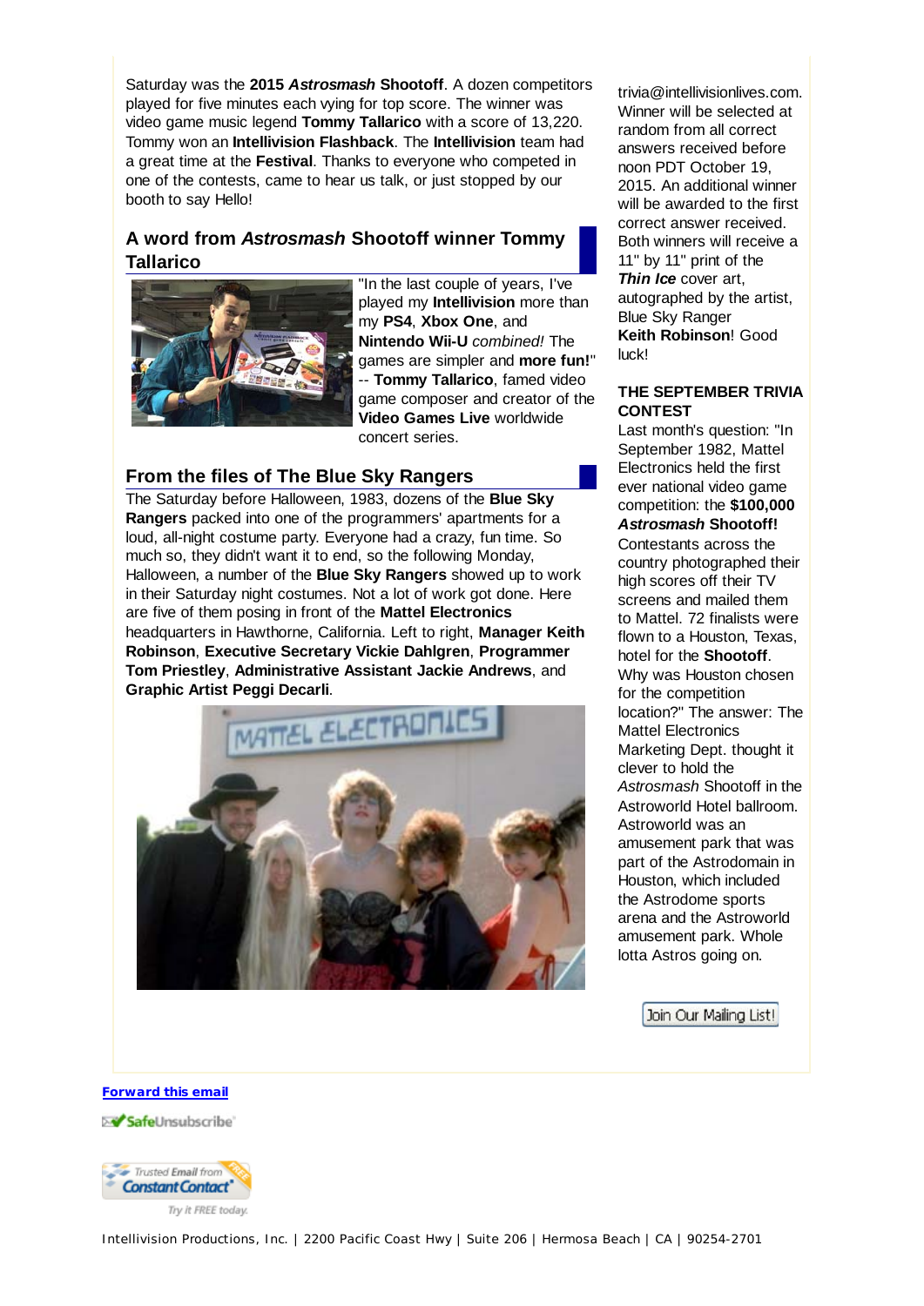Saturday was the **2015 *Astrosmash* Shootoff**. A dozen competitors played for five minutes each vying for top score. The winner was video game music legend **Tommy Tallarico** with a score of 13,220. Tommy won an **Intellivision Flashback**. The **Intellivision** team had a great time at the **Festival**. Thanks to everyone who competed in one of the contests, came to hear us talk, or just stopped by our booth to say Hello!

### A word from *Astrosmash* Shootoff winner Tommy Tallarico

"In the last couple of years, I've played my **Intellivision** more than my **PS4**, **Xbox One**, and **Nintendo Wii-U** *combined!* The games are simpler and **more fun!**" -- **Tommy Tallarico**, famed video game composer and creator of the **Video Games Live** worldwide concert series.

### From the files of The Blue Sky Rangers

The Saturday before Halloween, 1983, dozens of the **Blue Sky Rangers** packed into one of the programmers' apartments for a loud, all-night costume party. Everyone had a crazy, fun time. So much so, they didn't want it to end, so the following Monday, Halloween, a number of the **Blue Sky Rangers** showed up to work in their Saturday night costumes. Not a lot of work got done. Here are five of them posing in front of the **Mattel Electronics** headquarters in Hawthorne, California. Left to right, **Manager Keith Robinson**, **Executive Secretary Vickie Dahlgren**, **Programmer Tom Priestley**, **Administrative Assistant Jackie Andrews**, and **Graphic Artist Peggi Decarli**.

trivia@intellivisionlives.com. Winner will be selected at random from all correct answers received before noon PDT October 19, 2015. An additional winner will be awarded to the first correct answer received. Both winners will receive a 11" by 11" print of the ***Thin Ice*** cover art, autographed by the artist, Blue Sky Ranger **Keith Robinson**! Good luck!

### THE SEPTEMBER TRIVIA CONTEST

Last month's question: "In September 1982, Mattel Electronics held the first ever national video game competition: the **$100,000 *Astrosmash* Shootoff!** Contestants across the country photographed their high scores off their TV screens and mailed them to Mattel. 72 finalists were flown to a Houston, Texas, hotel for the **Shootoff**. Why was Houston chosen for the competition location?" The answer: The Mattel Electronics Marketing Dept. thought it clever to hold the *Astrosmash* Shootoff in the Astroworld Hotel ballroom. Astroworld was an amusement park that was part of the Astrodomain in Houston, which included the Astrodome sports arena and the Astroworld amusement park. Whole lotta Astros going on.

Join Our Mailing List!

**Forward this email**

SafeUnsubscribe

Trusted Email from Constant Contact
Try it FREE today.

Intellivision Productions, Inc. | 2200 Pacific Coast Hwy | Suite 206 | Hermosa Beach | CA | 90254-2701